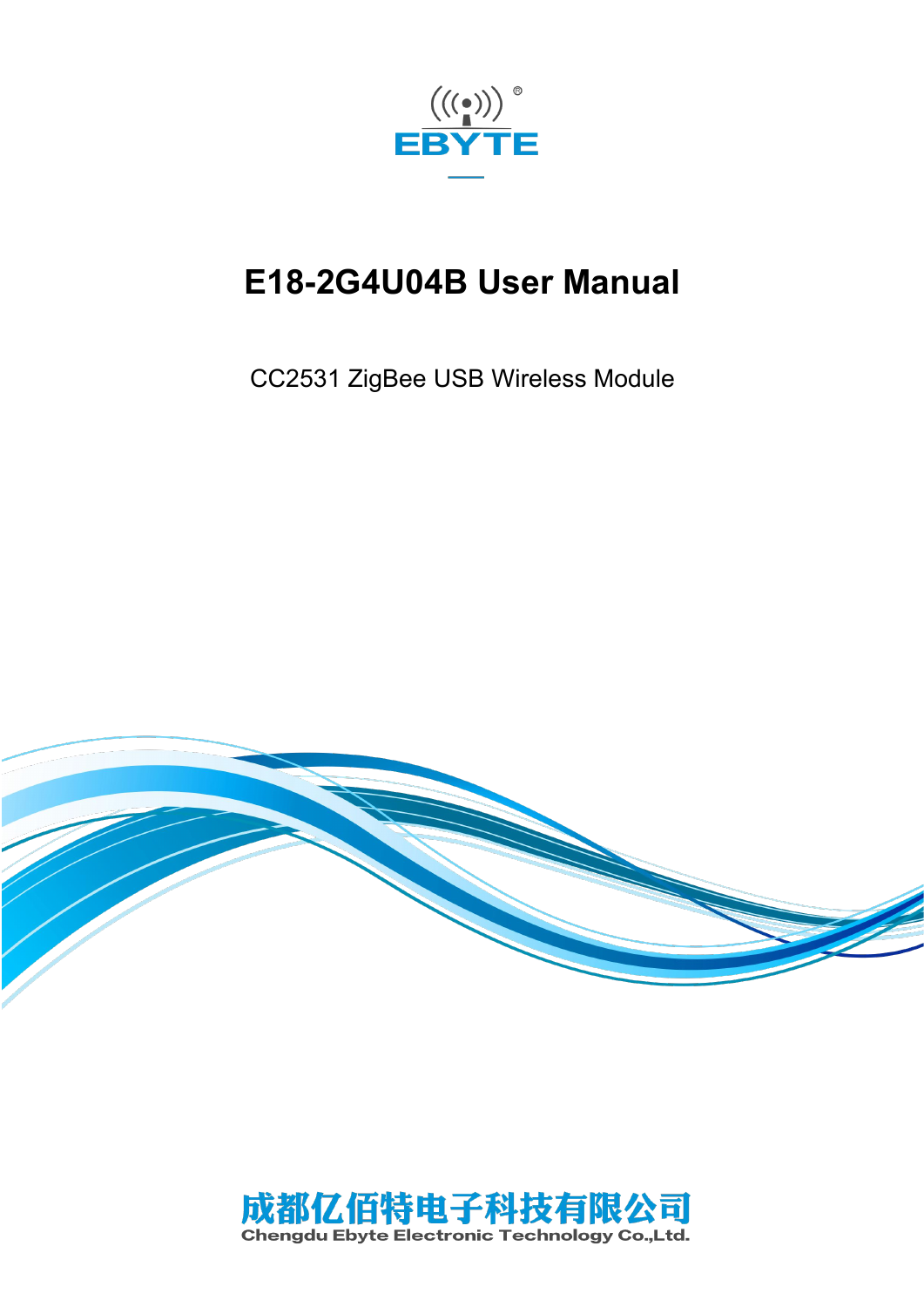EBYTE

# E18-2G4U04B User Manual

CC2531 ZigBee USB Wireless Module

成都亿佰特电子科技有限公司

Chengdu Ebyte Electronic Technology Co.,Ltd.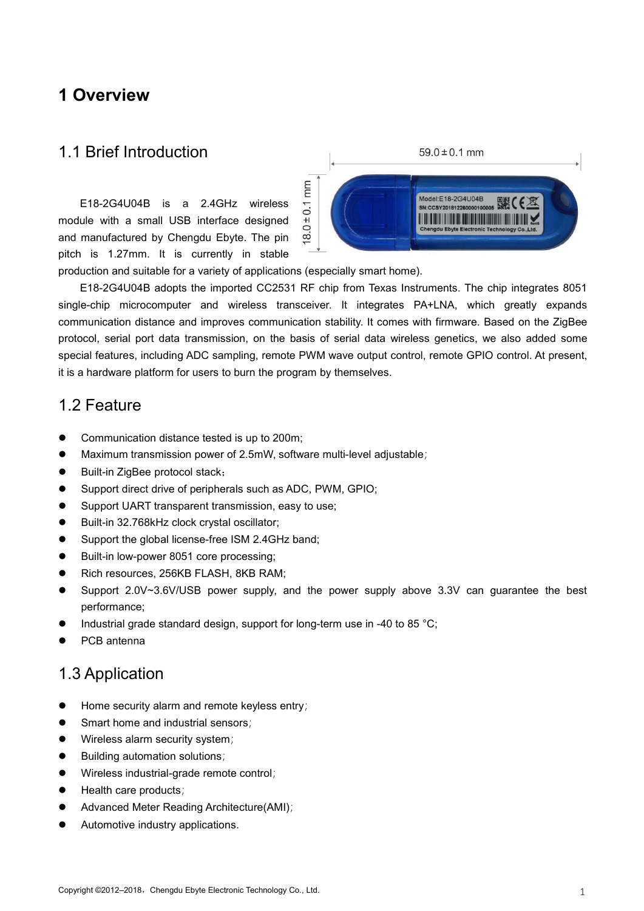# 1 Overview

## 1.1 Brief Introduction

E18-2G4U04B is a 2.4GHz wireless module with a small USB interface designed and manufactured by Chengdu Ebyte. The pin pitch is 1.27mm. It is currently in stable production and suitable for a variety of applications (especially smart home).

E18-2G4U04B adopts the imported CC2531 RF chip from Texas Instruments. The chip integrates 8051 single-chip microcomputer and wireless transceiver. It integrates PA+LNA, which greatly expands communication distance and improves communication stability. It comes with firmware. Based on the ZigBee protocol, serial port data transmission, on the basis of serial data wireless genetics, we also added some special features, including ADC sampling, remote PWM wave output control, remote GPIO control. At present, it is a hardware platform for users to burn the program by themselves.

## 1.2 Feature

- Communication distance tested is up to 200m;
- Maximum transmission power of 2.5mW, software multi-level adjustable;
- Built-in ZigBee protocol stack;
- Support direct drive of peripherals such as ADC, PWM, GPIO;
- Support UART transparent transmission, easy to use;
- Built-in 32.768kHz clock crystal oscillator;
- Support the global license-free ISM 2.4GHz band;
- Built-in low-power 8051 core processing;
- Rich resources, 256KB FLASH, 8KB RAM;
- Support 2.0V~3.6V/USB power supply, and the power supply above 3.3V can guarantee the best performance;
- Industrial grade standard design, support for long-term use in -40 to 85 °C;
- PCB antenna

## 1.3 Application

- Home security alarm and remote keyless entry;
- Smart home and industrial sensors;
- Wireless alarm security system;
- Building automation solutions;
- Wireless industrial-grade remote control;
- Health care products;
- Advanced Meter Reading Architecture(AMI);
- Automotive industry applications.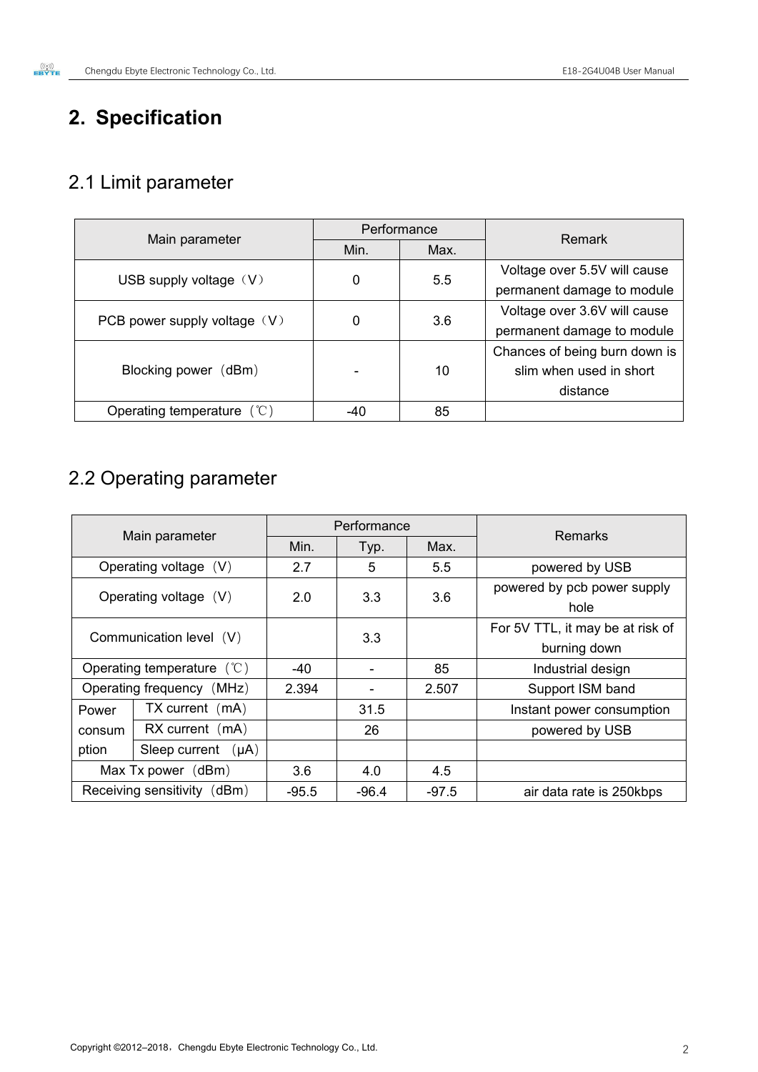# 2. Specification

## 2.1 Limit parameter

| Main parameter | Performance | | Remark |
|---|---|---|---|
| | Min. | Max. | |
| USB supply voltage（V） | 0 | 5.5 | Voltage over 5.5V will cause permanent damage to module |
| PCB power supply voltage（V） | 0 | 3.6 | Voltage over 3.6V will cause permanent damage to module |
| Blocking power（dBm） | - | 10 | Chances of being burn down is slim when used in short distance |
| Operating temperature（℃） | -40 | 85 | |

## 2.2 Operating parameter

| Main parameter | | Performance | | | Remarks |
|---|---|---|---|---|---|
| | | Min. | Typ. | Max. | |
| Operating voltage（V） | | 2.7 | 5 | 5.5 | powered by USB |
| Operating voltage（V） | | 2.0 | 3.3 | 3.6 | powered by pcb power supply hole |
| Communication level（V） | | | 3.3 | | For 5V TTL, it may be at risk of burning down |
| Operating temperature（℃） | | -40 | - | 85 | Industrial design |
| Operating frequency（MHz） | | 2.394 | - | 2.507 | Support ISM band |
| Power consumption | TX current（mA） | | 31.5 | | Instant power consumption |
| | RX current（mA） | | 26 | | powered by USB |
| | Sleep current（μA） | | | | |
| Max Tx power（dBm） | | 3.6 | 4.0 | 4.5 | |
| Receiving sensitivity（dBm） | | -95.5 | -96.4 | -97.5 | air data rate is 250kbps |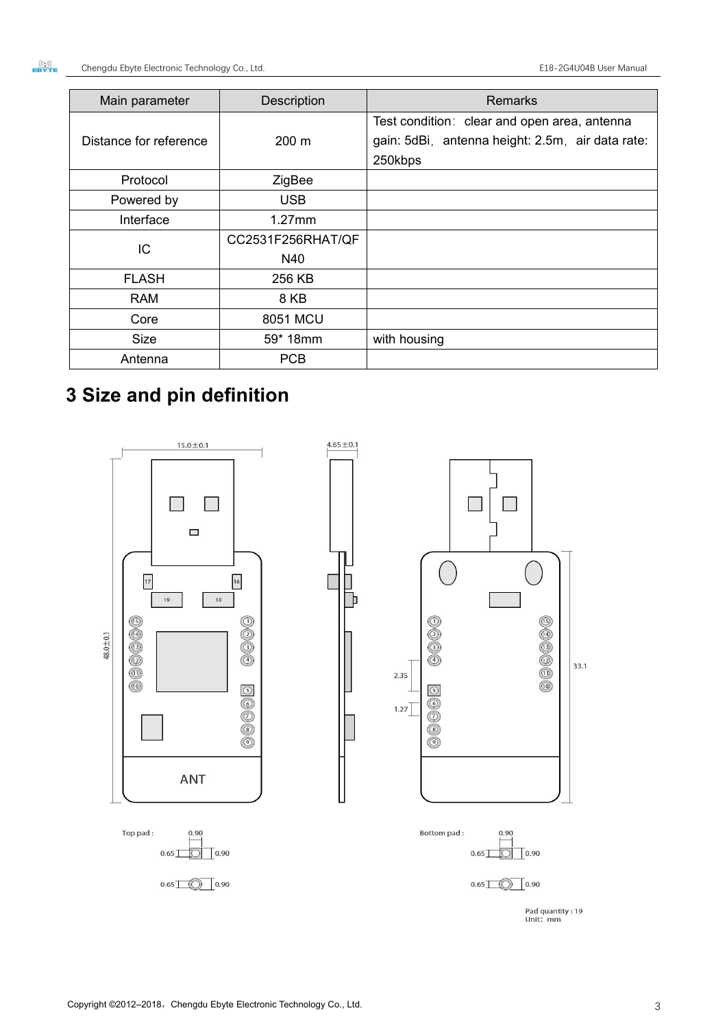| Main parameter | Description | Remarks |
|---|---|---|
| Distance for reference | 200 m | Test condition: clear and open area, antenna gain: 5dBi, antenna height: 2.5m, air data rate: 250kbps |
| Protocol | ZigBee | |
| Powered by | USB | |
| Interface | 1.27mm | |
| IC | CC2531F256RHAT/QFN40 | |
| FLASH | 256 KB | |
| RAM | 8 KB | |
| Core | 8051 MCU | |
| Size | 59* 18mm | with housing |
| Antenna | PCB | |

# 3 Size and pin definition

15.0±0.1

4.65±0.1

48.0±0.1

33.1

2.35

1.27

ANT

Top pad :

0.90

0.65 0.90

0.65 0.90

Bottom pad :

0.90

0.65 0.90

0.65 0.90

Pad quantity : 19
Unit: mm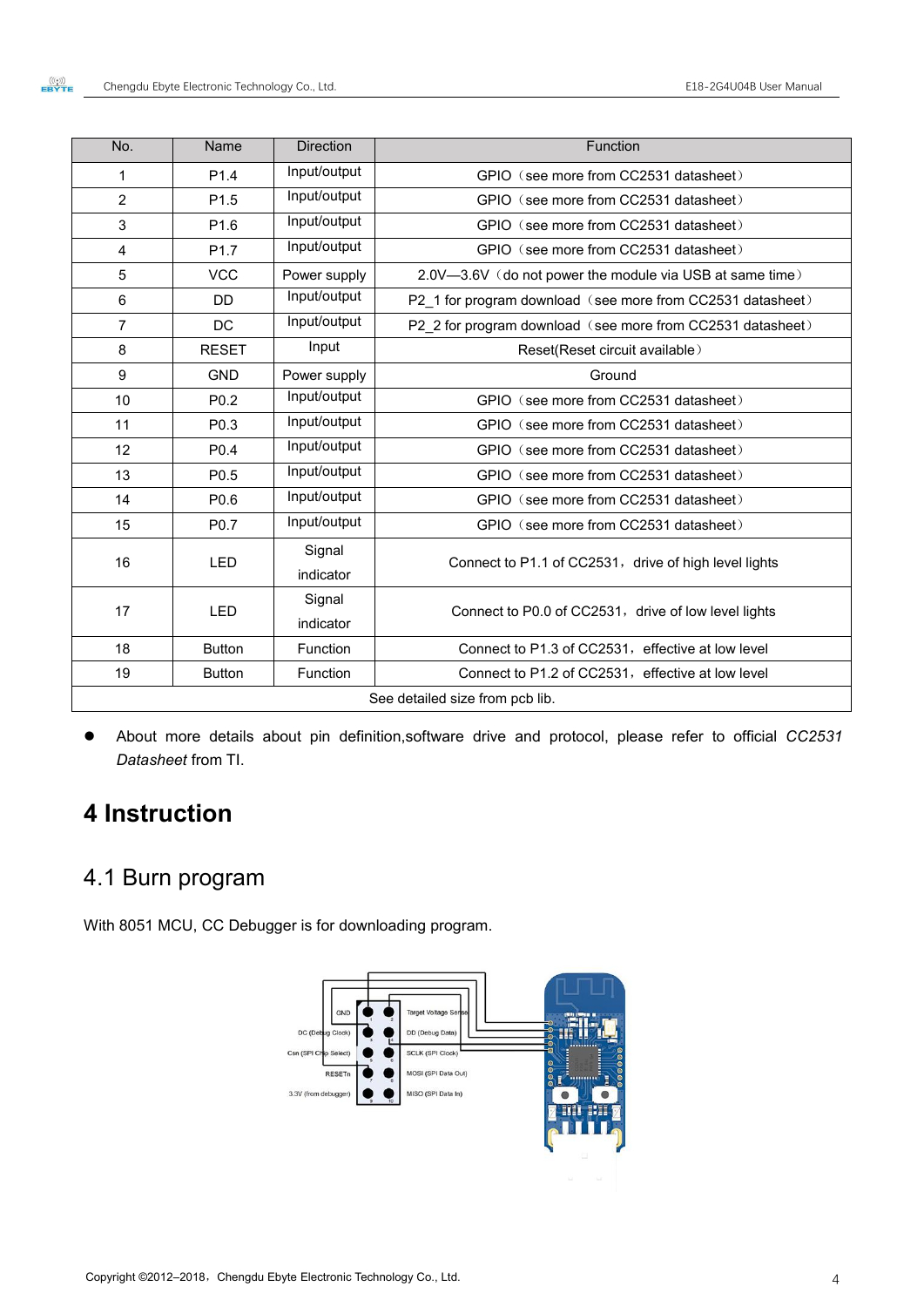| No. | Name | Direction | Function |
|---|---|---|---|
| 1 | P1.4 | Input/output | GPIO（see more from CC2531 datasheet） |
| 2 | P1.5 | Input/output | GPIO（see more from CC2531 datasheet） |
| 3 | P1.6 | Input/output | GPIO（see more from CC2531 datasheet） |
| 4 | P1.7 | Input/output | GPIO（see more from CC2531 datasheet） |
| 5 | VCC | Power supply | 2.0V—3.6V（do not power the module via USB at same time） |
| 6 | DD | Input/output | P2_1 for program download（see more from CC2531 datasheet） |
| 7 | DC | Input/output | P2_2 for program download（see more from CC2531 datasheet） |
| 8 | RESET | Input | Reset(Reset circuit available） |
| 9 | GND | Power supply | Ground |
| 10 | P0.2 | Input/output | GPIO（see more from CC2531 datasheet） |
| 11 | P0.3 | Input/output | GPIO（see more from CC2531 datasheet） |
| 12 | P0.4 | Input/output | GPIO（see more from CC2531 datasheet） |
| 13 | P0.5 | Input/output | GPIO（see more from CC2531 datasheet） |
| 14 | P0.6 | Input/output | GPIO（see more from CC2531 datasheet） |
| 15 | P0.7 | Input/output | GPIO（see more from CC2531 datasheet） |
| 16 | LED | Signal indicator | Connect to P1.1 of CC2531，drive of high level lights |
| 17 | LED | Signal indicator | Connect to P0.0 of CC2531，drive of low level lights |
| 18 | Button | Function | Connect to P1.3 of CC2531，effective at low level |
| 19 | Button | Function | Connect to P1.2 of CC2531，effective at low level |
| See detailed size from pcb lib. | | | |

- About more details about pin definition,software drive and protocol, please refer to official *CC2531 Datasheet* from TI.

# 4 Instruction

## 4.1 Burn program

With 8051 MCU, CC Debugger is for downloading program.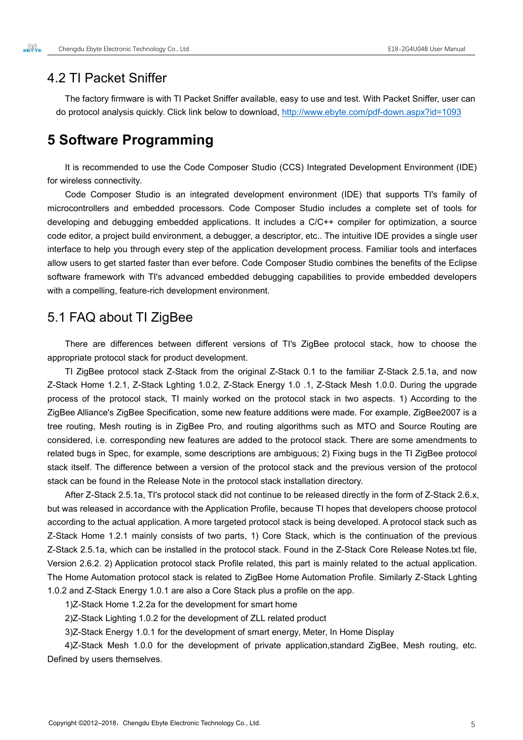## 4.2 TI Packet Sniffer

The factory firmware is with TI Packet Sniffer available, easy to use and test. With Packet Sniffer, user can do protocol analysis quickly. Click link below to download, http://www.ebyte.com/pdf-down.aspx?id=1093

# 5 Software Programming

It is recommended to use the Code Composer Studio (CCS) Integrated Development Environment (IDE) for wireless connectivity.

Code Composer Studio is an integrated development environment (IDE) that supports TI's family of microcontrollers and embedded processors. Code Composer Studio includes a complete set of tools for developing and debugging embedded applications. It includes a C/C++ compiler for optimization, a source code editor, a project build environment, a debugger, a descriptor, etc.. The intuitive IDE provides a single user interface to help you through every step of the application development process. Familiar tools and interfaces allow users to get started faster than ever before. Code Composer Studio combines the benefits of the Eclipse software framework with TI's advanced embedded debugging capabilities to provide embedded developers with a compelling, feature-rich development environment.

## 5.1 FAQ about TI ZigBee

There are differences between different versions of TI's ZigBee protocol stack, how to choose the appropriate protocol stack for product development.

TI ZigBee protocol stack Z-Stack from the original Z-Stack 0.1 to the familiar Z-Stack 2.5.1a, and now Z-Stack Home 1.2.1, Z-Stack Lghting 1.0.2, Z-Stack Energy 1.0 .1, Z-Stack Mesh 1.0.0. During the upgrade process of the protocol stack, TI mainly worked on the protocol stack in two aspects. 1) According to the ZigBee Alliance's ZigBee Specification, some new feature additions were made. For example, ZigBee2007 is a tree routing, Mesh routing is in ZigBee Pro, and routing algorithms such as MTO and Source Routing are considered, i.e. corresponding new features are added to the protocol stack. There are some amendments to related bugs in Spec, for example, some descriptions are ambiguous; 2) Fixing bugs in the TI ZigBee protocol stack itself. The difference between a version of the protocol stack and the previous version of the protocol stack can be found in the Release Note in the protocol stack installation directory.

After Z-Stack 2.5.1a, TI's protocol stack did not continue to be released directly in the form of Z-Stack 2.6.x, but was released in accordance with the Application Profile, because TI hopes that developers choose protocol according to the actual application. A more targeted protocol stack is being developed. A protocol stack such as Z-Stack Home 1.2.1 mainly consists of two parts, 1) Core Stack, which is the continuation of the previous Z-Stack 2.5.1a, which can be installed in the protocol stack. Found in the Z-Stack Core Release Notes.txt file, Version 2.6.2. 2) Application protocol stack Profile related, this part is mainly related to the actual application. The Home Automation protocol stack is related to ZigBee Home Automation Profile. Similarly Z-Stack Lghting 1.0.2 and Z-Stack Energy 1.0.1 are also a Core Stack plus a profile on the app.

1)Z-Stack Home 1.2.2a for the development for smart home

2)Z-Stack Lighting 1.0.2 for the development of ZLL related product

3)Z-Stack Energy 1.0.1 for the development of smart energy, Meter, In Home Display

4)Z-Stack Mesh 1.0.0 for the development of private application,standard ZigBee, Mesh routing, etc. Defined by users themselves.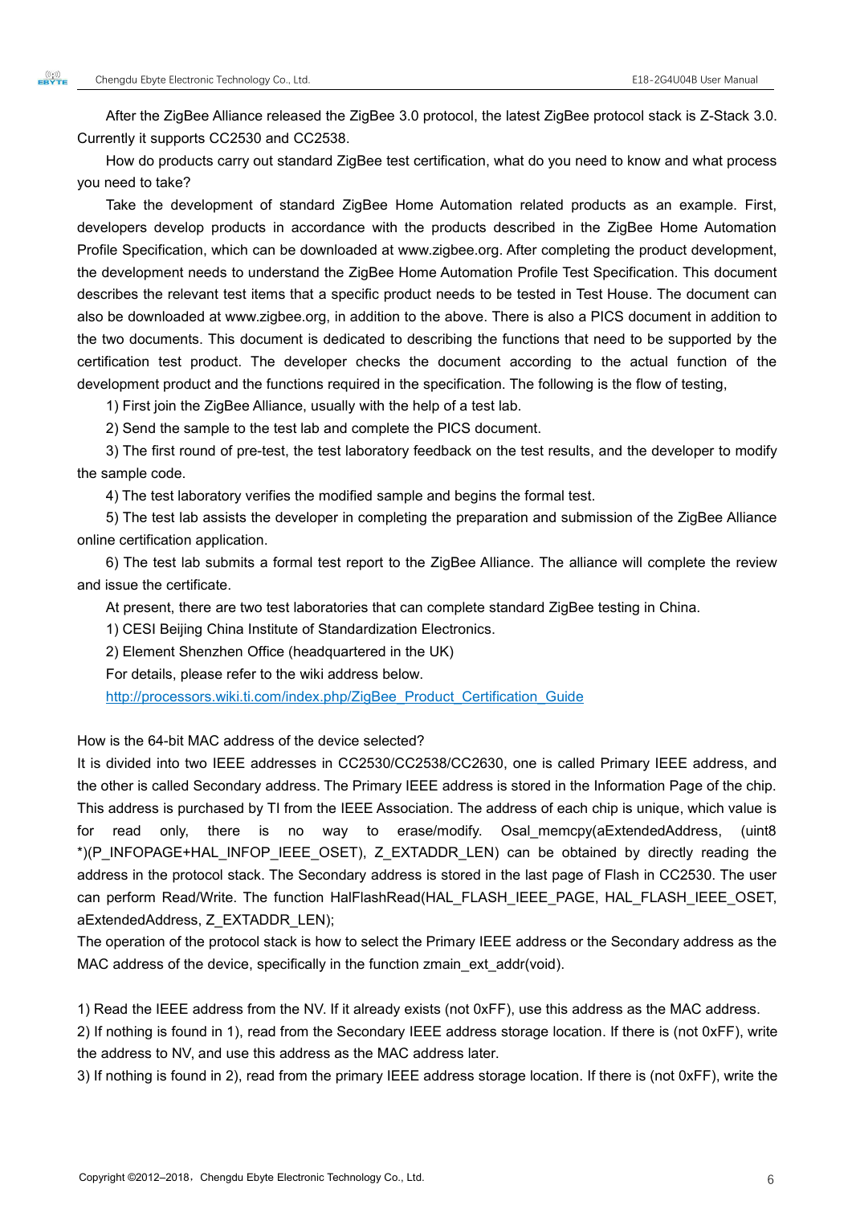After the ZigBee Alliance released the ZigBee 3.0 protocol, the latest ZigBee protocol stack is Z-Stack 3.0. Currently it supports CC2530 and CC2538.

How do products carry out standard ZigBee test certification, what do you need to know and what process you need to take?

Take the development of standard ZigBee Home Automation related products as an example. First, developers develop products in accordance with the products described in the ZigBee Home Automation Profile Specification, which can be downloaded at www.zigbee.org. After completing the product development, the development needs to understand the ZigBee Home Automation Profile Test Specification. This document describes the relevant test items that a specific product needs to be tested in Test House. The document can also be downloaded at www.zigbee.org, in addition to the above. There is also a PICS document in addition to the two documents. This document is dedicated to describing the functions that need to be supported by the certification test product. The developer checks the document according to the actual function of the development product and the functions required in the specification. The following is the flow of testing,

1) First join the ZigBee Alliance, usually with the help of a test lab.

2) Send the sample to the test lab and complete the PICS document.

3) The first round of pre-test, the test laboratory feedback on the test results, and the developer to modify the sample code.

4) The test laboratory verifies the modified sample and begins the formal test.

5) The test lab assists the developer in completing the preparation and submission of the ZigBee Alliance online certification application.

6) The test lab submits a formal test report to the ZigBee Alliance. The alliance will complete the review and issue the certificate.

At present, there are two test laboratories that can complete standard ZigBee testing in China.

1) CESI Beijing China Institute of Standardization Electronics.

2) Element Shenzhen Office (headquartered in the UK)

For details, please refer to the wiki address below.

http://processors.wiki.ti.com/index.php/ZigBee_Product_Certification_Guide

How is the 64-bit MAC address of the device selected?

It is divided into two IEEE addresses in CC2530/CC2538/CC2630, one is called Primary IEEE address, and the other is called Secondary address. The Primary IEEE address is stored in the Information Page of the chip. This address is purchased by TI from the IEEE Association. The address of each chip is unique, which value is for read only, there is no way to erase/modify. Osal_memcpy(aExtendedAddress, (uint8 *)(P_INFOPAGE+HAL_INFOP_IEEE_OSET), Z_EXTADDR_LEN) can be obtained by directly reading the address in the protocol stack. The Secondary address is stored in the last page of Flash in CC2530. The user can perform Read/Write. The function HalFlashRead(HAL_FLASH_IEEE_PAGE, HAL_FLASH_IEEE_OSET, aExtendedAddress, Z_EXTADDR_LEN);

The operation of the protocol stack is how to select the Primary IEEE address or the Secondary address as the MAC address of the device, specifically in the function zmain_ext_addr(void).

1) Read the IEEE address from the NV. If it already exists (not 0xFF), use this address as the MAC address.

2) If nothing is found in 1), read from the Secondary IEEE address storage location. If there is (not 0xFF), write the address to NV, and use this address as the MAC address later.

3) If nothing is found in 2), read from the primary IEEE address storage location. If there is (not 0xFF), write the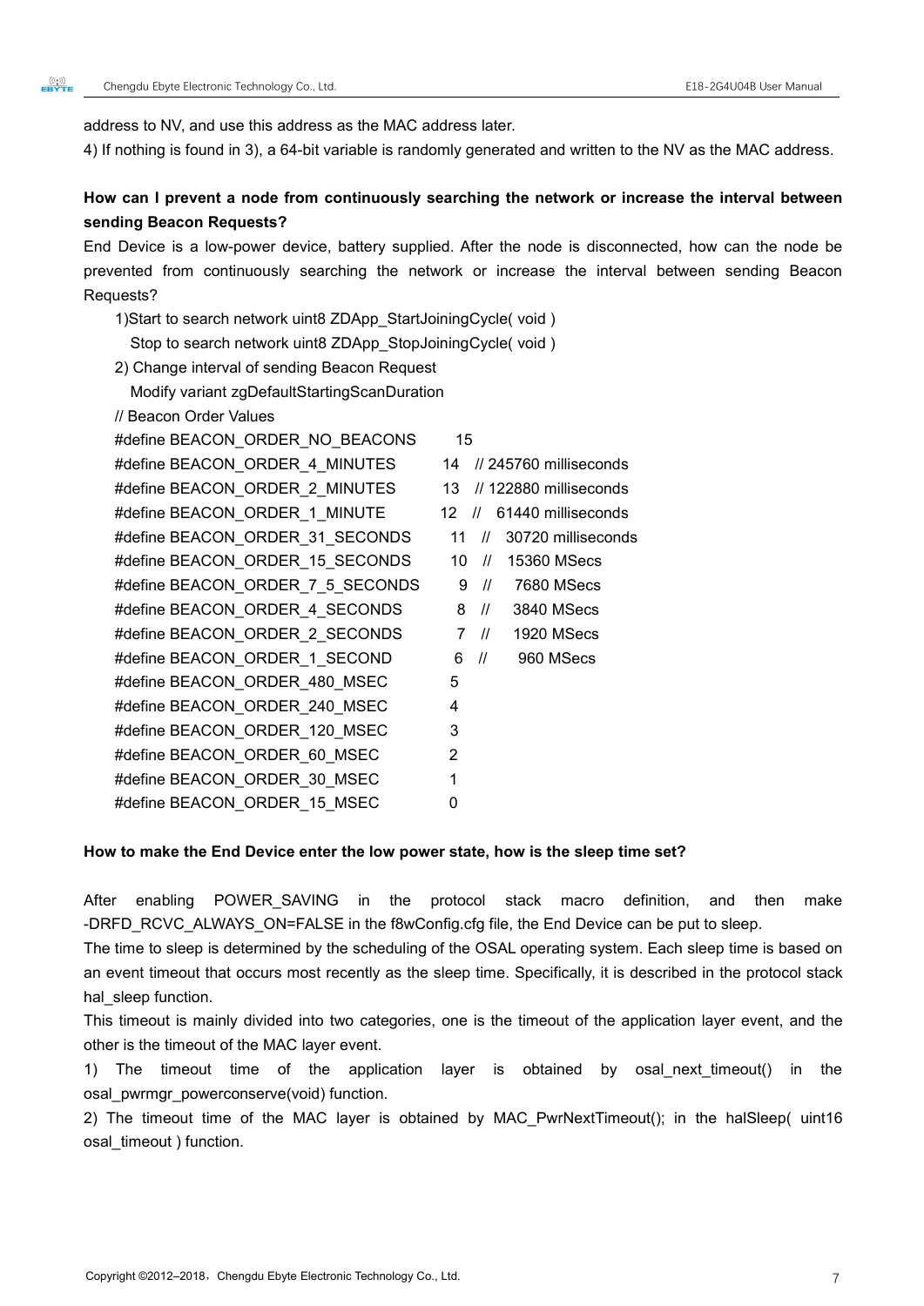address to NV, and use this address as the MAC address later.

4) If nothing is found in 3), a 64-bit variable is randomly generated and written to the NV as the MAC address.

**How can I prevent a node from continuously searching the network or increase the interval between sending Beacon Requests?**

End Device is a low-power device, battery supplied. After the node is disconnected, how can the node be prevented from continuously searching the network or increase the interval between sending Beacon Requests?

1)Start to search network uint8 ZDApp_StartJoiningCycle( void )

Stop to search network uint8 ZDApp_StopJoiningCycle( void )

2) Change interval of sending Beacon Request

Modify variant zgDefaultStartingScanDuration

```
// Beacon Order Values
#define BEACON_ORDER_NO_BEACONS       15
#define BEACON_ORDER_4_MINUTES        14   // 245760 milliseconds
#define BEACON_ORDER_2_MINUTES        13   // 122880 milliseconds
#define BEACON_ORDER_1_MINUTE         12   //  61440 milliseconds
#define BEACON_ORDER_31_SECONDS       11   //  30720 milliseconds
#define BEACON_ORDER_15_SECONDS       10   //  15360 MSecs
#define BEACON_ORDER_7_5_SECONDS       9   //   7680 MSecs
#define BEACON_ORDER_4_SECONDS         8   //   3840 MSecs
#define BEACON_ORDER_2_SECONDS         7   //   1920 MSecs
#define BEACON_ORDER_1_SECOND          6   //    960 MSecs
#define BEACON_ORDER_480_MSEC          5
#define BEACON_ORDER_240_MSEC          4
#define BEACON_ORDER_120_MSEC          3
#define BEACON_ORDER_60_MSEC           2
#define BEACON_ORDER_30_MSEC           1
#define BEACON_ORDER_15_MSEC           0
```

**How to make the End Device enter the low power state, how is the sleep time set?**

After enabling POWER_SAVING in the protocol stack macro definition, and then make -DRFD_RCVC_ALWAYS_ON=FALSE in the f8wConfig.cfg file, the End Device can be put to sleep.

The time to sleep is determined by the scheduling of the OSAL operating system. Each sleep time is based on an event timeout that occurs most recently as the sleep time. Specifically, it is described in the protocol stack hal_sleep function.

This timeout is mainly divided into two categories, one is the timeout of the application layer event, and the other is the timeout of the MAC layer event.

1) The timeout time of the application layer is obtained by osal_next_timeout() in the osal_pwrmgr_powerconserve(void) function.

2) The timeout time of the MAC layer is obtained by MAC_PwrNextTimeout(); in the halSleep( uint16 osal_timeout ) function.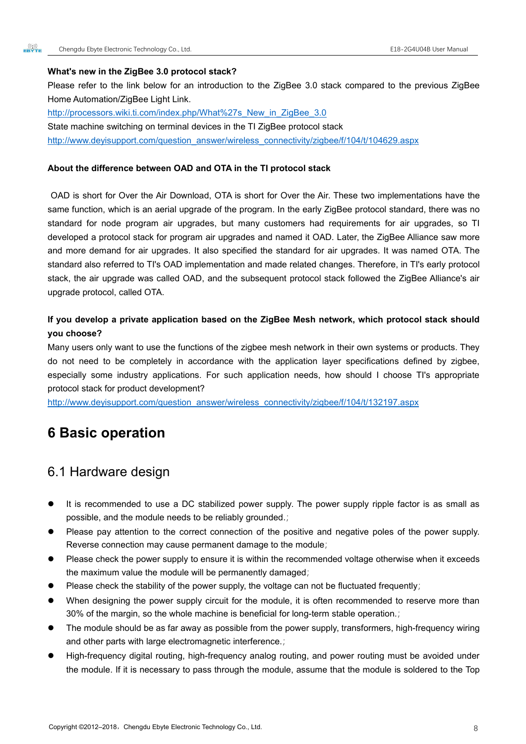**What's new in the ZigBee 3.0 protocol stack?**

Please refer to the link below for an introduction to the ZigBee 3.0 stack compared to the previous ZigBee Home Automation/ZigBee Light Link.

http://processors.wiki.ti.com/index.php/What%27s_New_in_ZigBee_3.0

State machine switching on terminal devices in the TI ZigBee protocol stack

http://www.deyisupport.com/question_answer/wireless_connectivity/zigbee/f/104/t/104629.aspx

**About the difference between OAD and OTA in the TI protocol stack**

OAD is short for Over the Air Download, OTA is short for Over the Air. These two implementations have the same function, which is an aerial upgrade of the program. In the early ZigBee protocol standard, there was no standard for node program air upgrades, but many customers had requirements for air upgrades, so TI developed a protocol stack for program air upgrades and named it OAD. Later, the ZigBee Alliance saw more and more demand for air upgrades. It also specified the standard for air upgrades. It was named OTA. The standard also referred to TI's OAD implementation and made related changes. Therefore, in TI's early protocol stack, the air upgrade was called OAD, and the subsequent protocol stack followed the ZigBee Alliance's air upgrade protocol, called OTA.

**If you develop a private application based on the ZigBee Mesh network, which protocol stack should you choose?**

Many users only want to use the functions of the zigbee mesh network in their own systems or products. They do not need to be completely in accordance with the application layer specifications defined by zigbee, especially some industry applications. For such application needs, how should I choose TI's appropriate protocol stack for product development?

http://www.deyisupport.com/question_answer/wireless_connectivity/zigbee/f/104/t/132197.aspx

# 6 Basic operation

## 6.1 Hardware design

- It is recommended to use a DC stabilized power supply. The power supply ripple factor is as small as possible, and the module needs to be reliably grounded.;
- Please pay attention to the correct connection of the positive and negative poles of the power supply. Reverse connection may cause permanent damage to the module;
- Please check the power supply to ensure it is within the recommended voltage otherwise when it exceeds the maximum value the module will be permanently damaged;
- Please check the stability of the power supply, the voltage can not be fluctuated frequently;
- When designing the power supply circuit for the module, it is often recommended to reserve more than 30% of the margin, so the whole machine is beneficial for long-term stable operation.;
- The module should be as far away as possible from the power supply, transformers, high-frequency wiring and other parts with large electromagnetic interference.;
- High-frequency digital routing, high-frequency analog routing, and power routing must be avoided under the module. If it is necessary to pass through the module, assume that the module is soldered to the Top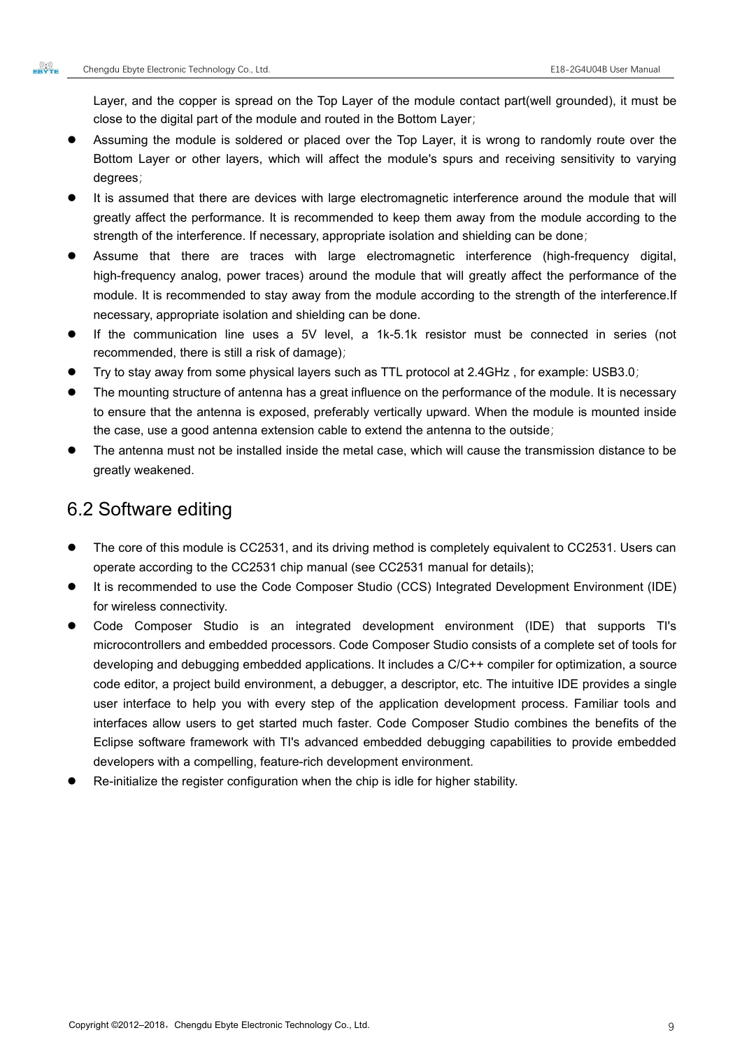Layer, and the copper is spread on the Top Layer of the module contact part(well grounded), it must be close to the digital part of the module and routed in the Bottom Layer;

- Assuming the module is soldered or placed over the Top Layer, it is wrong to randomly route over the Bottom Layer or other layers, which will affect the module's spurs and receiving sensitivity to varying degrees;
- It is assumed that there are devices with large electromagnetic interference around the module that will greatly affect the performance. It is recommended to keep them away from the module according to the strength of the interference. If necessary, appropriate isolation and shielding can be done;
- Assume that there are traces with large electromagnetic interference (high-frequency digital, high-frequency analog, power traces) around the module that will greatly affect the performance of the module. It is recommended to stay away from the module according to the strength of the interference.If necessary, appropriate isolation and shielding can be done.
- If the communication line uses a 5V level, a 1k-5.1k resistor must be connected in series (not recommended, there is still a risk of damage);
- Try to stay away from some physical layers such as TTL protocol at 2.4GHz , for example: USB3.0;
- The mounting structure of antenna has a great influence on the performance of the module. It is necessary to ensure that the antenna is exposed, preferably vertically upward. When the module is mounted inside the case, use a good antenna extension cable to extend the antenna to the outside;
- The antenna must not be installed inside the metal case, which will cause the transmission distance to be greatly weakened.

## 6.2 Software editing

- The core of this module is CC2531, and its driving method is completely equivalent to CC2531. Users can operate according to the CC2531 chip manual (see CC2531 manual for details);
- It is recommended to use the Code Composer Studio (CCS) Integrated Development Environment (IDE) for wireless connectivity.
- Code Composer Studio is an integrated development environment (IDE) that supports TI's microcontrollers and embedded processors. Code Composer Studio consists of a complete set of tools for developing and debugging embedded applications. It includes a C/C++ compiler for optimization, a source code editor, a project build environment, a debugger, a descriptor, etc. The intuitive IDE provides a single user interface to help you with every step of the application development process. Familiar tools and interfaces allow users to get started much faster. Code Composer Studio combines the benefits of the Eclipse software framework with TI's advanced embedded debugging capabilities to provide embedded developers with a compelling, feature-rich development environment.
- Re-initialize the register configuration when the chip is idle for higher stability.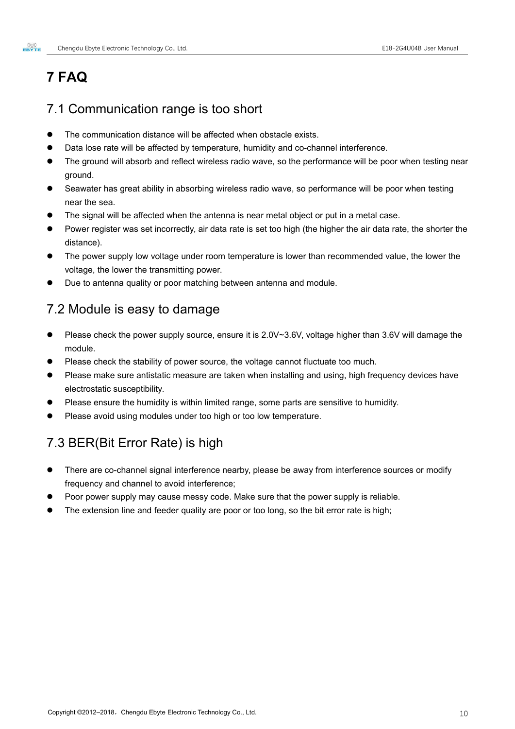# 7 FAQ

## 7.1 Communication range is too short

- The communication distance will be affected when obstacle exists.
- Data lose rate will be affected by temperature, humidity and co-channel interference.
- The ground will absorb and reflect wireless radio wave, so the performance will be poor when testing near ground.
- Seawater has great ability in absorbing wireless radio wave, so performance will be poor when testing near the sea.
- The signal will be affected when the antenna is near metal object or put in a metal case.
- Power register was set incorrectly, air data rate is set too high (the higher the air data rate, the shorter the distance).
- The power supply low voltage under room temperature is lower than recommended value, the lower the voltage, the lower the transmitting power.
- Due to antenna quality or poor matching between antenna and module.

## 7.2 Module is easy to damage

- Please check the power supply source, ensure it is 2.0V~3.6V, voltage higher than 3.6V will damage the module.
- Please check the stability of power source, the voltage cannot fluctuate too much.
- Please make sure antistatic measure are taken when installing and using, high frequency devices have electrostatic susceptibility.
- Please ensure the humidity is within limited range, some parts are sensitive to humidity.
- Please avoid using modules under too high or too low temperature.

## 7.3 BER(Bit Error Rate) is high

- There are co-channel signal interference nearby, please be away from interference sources or modify frequency and channel to avoid interference;
- Poor power supply may cause messy code. Make sure that the power supply is reliable.
- The extension line and feeder quality are poor or too long, so the bit error rate is high;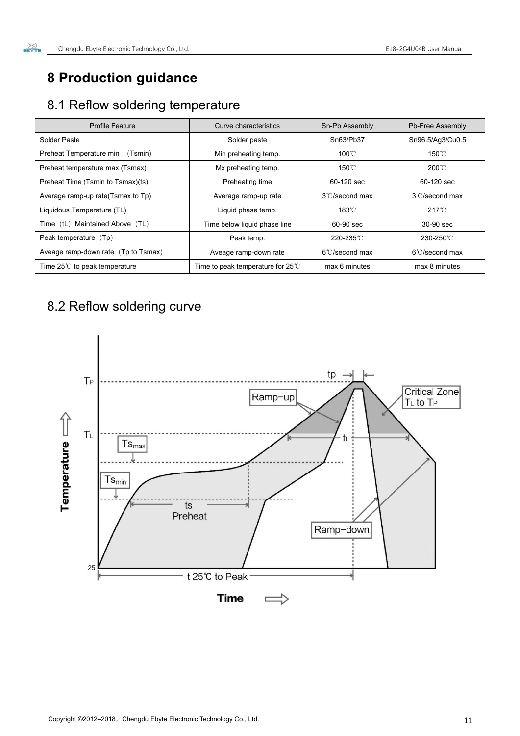# 8 Production guidance

## 8.1 Reflow soldering temperature

| Profile Feature | Curve characteristics | Sn-Pb Assembly | Pb-Free Assembly |
|---|---|---|---|
| Solder Paste | Solder paste | Sn63/Pb37 | Sn96.5/Ag3/Cu0.5 |
| Preheat Temperature min （Tsmin） | Min preheating temp. | 100℃ | 150℃ |
| Preheat temperature max (Tsmax) | Mx preheating temp. | 150℃ | 200℃ |
| Preheat Time (Tsmin to Tsmax)(ts) | Preheating time | 60-120 sec | 60-120 sec |
| Average ramp-up rate(Tsmax to Tp) | Average ramp-up rate | 3℃/second max | 3℃/second max |
| Liquidous Temperature (TL) | Liquid phase temp. | 183℃ | 217℃ |
| Time（tL）Maintained Above（TL） | Time below liquid phase line | 60-90 sec | 30-90 sec |
| Peak temperature（Tp） | Peak temp. | 220-235℃ | 230-250℃ |
| Aveage ramp-down rate（Tp to Tsmax） | Aveage ramp-down rate | 6℃/second max | 6℃/second max |
| Time 25℃ to peak temperature | Time to peak temperature for 25℃ | max 6 minutes | max 8 minutes |

## 8.2 Reflow soldering curve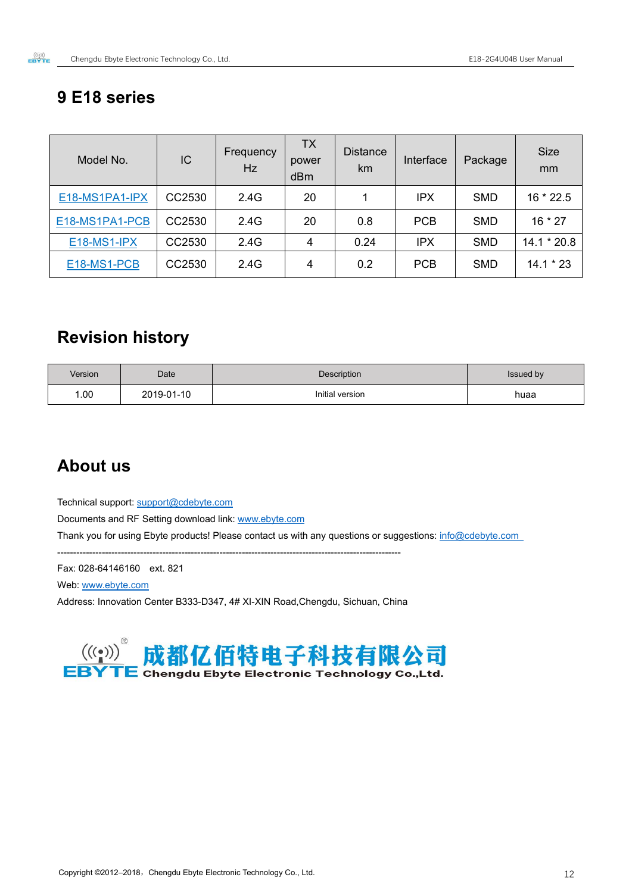# 9 E18 series

| Model No. | IC | Frequency Hz | TX power dBm | Distance km | Interface | Package | Size mm |
|---|---|---|---|---|---|---|---|
| E18-MS1PA1-IPX | CC2530 | 2.4G | 20 | 1 | IPX | SMD | 16 * 22.5 |
| E18-MS1PA1-PCB | CC2530 | 2.4G | 20 | 0.8 | PCB | SMD | 16 * 27 |
| E18-MS1-IPX | CC2530 | 2.4G | 4 | 0.24 | IPX | SMD | 14.1 * 20.8 |
| E18-MS1-PCB | CC2530 | 2.4G | 4 | 0.2 | PCB | SMD | 14.1 * 23 |

# Revision history

| Version | Date | Description | Issued by |
|---|---|---|---|
| 1.00 | 2019-01-10 | Initial version | huaa |

# About us

Technical support: support@cdebyte.com

Documents and RF Setting download link: www.ebyte.com

Thank you for using Ebyte products! Please contact us with any questions or suggestions: info@cdebyte.com

---------------------------------------------------------------------------------------------------------

Fax: 028-64146160 ext. 821

Web: www.ebyte.com

Address: Innovation Center B333-D347, 4# XI-XIN Road,Chengdu, Sichuan, China

EBYTE 成都亿佰特电子科技有限公司 Chengdu Ebyte Electronic Technology Co.,Ltd.